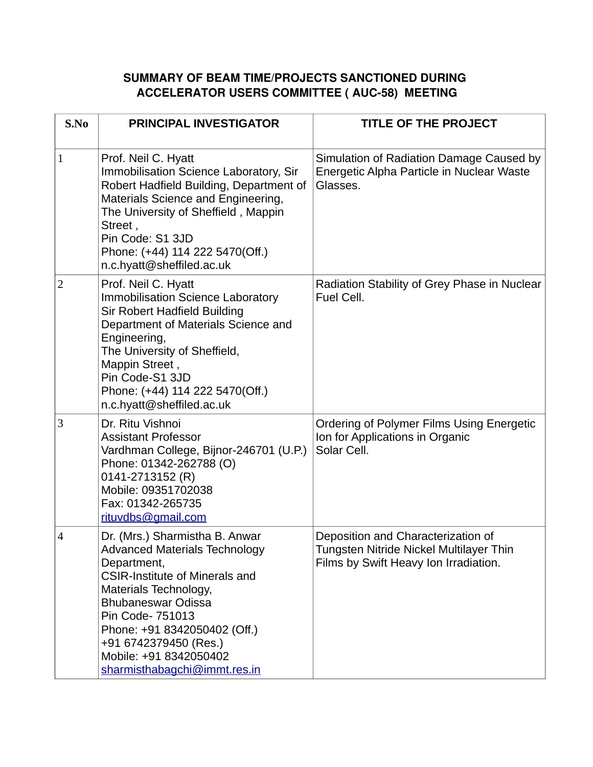**SUMMARY OF BEAM TIME/PROJECTS SANCTIONED DURING ACCELERATOR USERS COMMITTEE ( AUC-58) MEETING**

| S.No | PRINCIPAL INVESTIGATOR | TITLE OF THE PROJECT |
|---|---|---|
| 1 | Prof. Neil C. Hyatt<br>Immobilisation Science Laboratory, Sir Robert Hadfield Building, Department of Materials Science and Engineering, The University of Sheffield , Mappin Street ,<br>Pin Code: S1 3JD<br>Phone: (+44) 114 222 5470(Off.)<br>n.c.hyatt@sheffiled.ac.uk | Simulation of Radiation Damage Caused by Energetic Alpha Particle in Nuclear Waste Glasses. |
| 2 | Prof. Neil C. Hyatt<br>Immobilisation Science Laboratory<br>Sir Robert Hadfield Building<br>Department of Materials Science and Engineering,<br>The University of Sheffield,<br>Mappin Street ,<br>Pin Code-S1 3JD<br>Phone: (+44) 114 222 5470(Off.)<br>n.c.hyatt@sheffiled.ac.uk | Radiation Stability of Grey Phase in Nuclear Fuel Cell. |
| 3 | Dr. Ritu Vishnoi<br>Assistant Professor<br>Vardhman College, Bijnor-246701 (U.P.)<br>Phone: 01342-262788 (O)<br>0141-2713152 (R)<br>Mobile: 09351702038<br>Fax: 01342-265735<br>rituvdbs@gmail.com | Ordering of Polymer Films Using Energetic Ion for Applications in Organic Solar Cell. |
| 4 | Dr. (Mrs.) Sharmistha B. Anwar<br>Advanced Materials Technology Department,<br>CSIR-Institute of Minerals and Materials Technology,<br>Bhubaneswar Odissa<br>Pin Code- 751013<br>Phone: +91 8342050402 (Off.)<br>+91 6742379450 (Res.)<br>Mobile: +91 8342050402<br>sharmisthabagchi@immt.res.in | Deposition and Characterization of Tungsten Nitride Nickel Multilayer Thin Films by Swift Heavy Ion Irradiation. |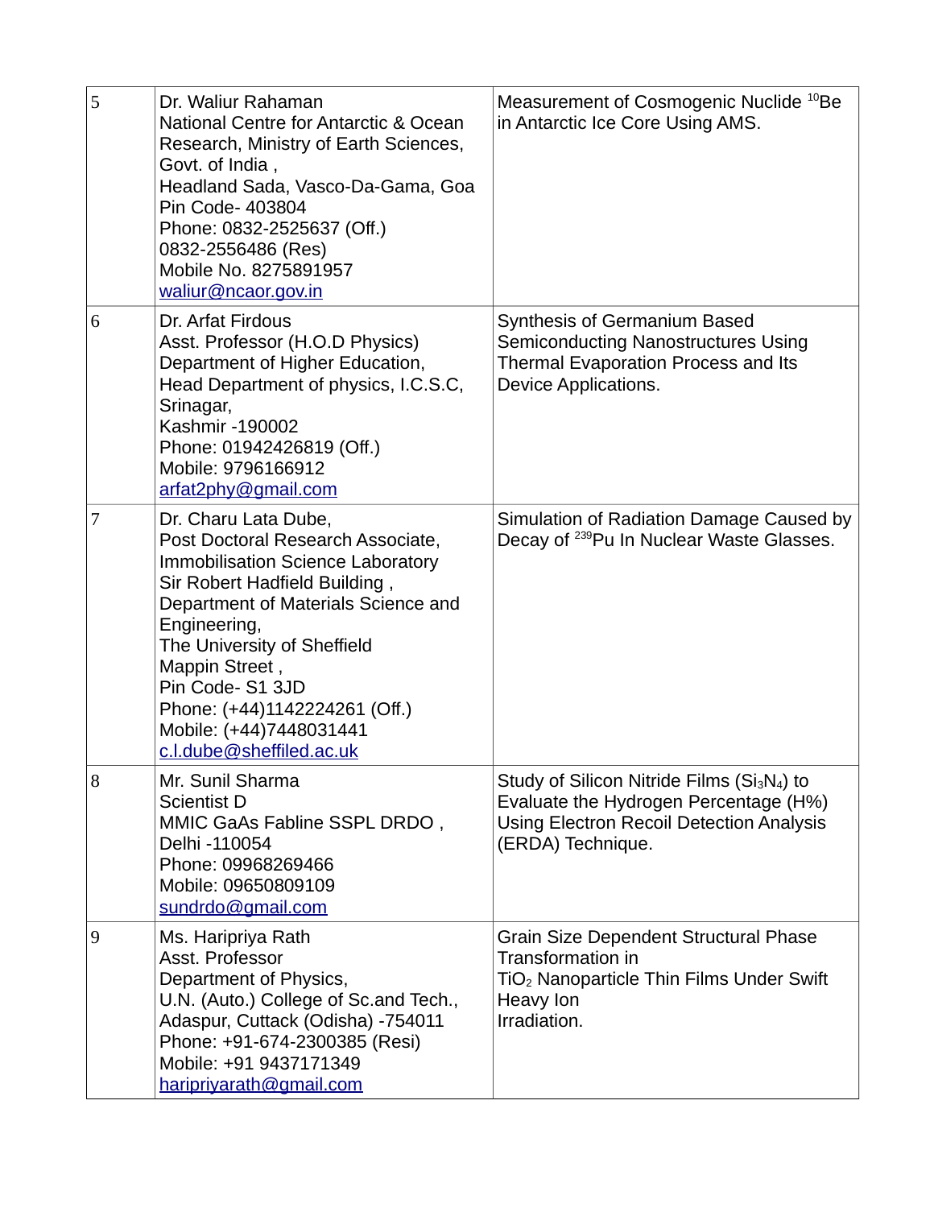| | | |
|---|---|---|
| 5 | Dr. Waliur Rahaman<br>National Centre for Antarctic & Ocean Research, Ministry of Earth Sciences, Govt. of India ,<br>Headland Sada, Vasco-Da-Gama, Goa<br>Pin Code- 403804<br>Phone: 0832-2525637 (Off.)<br>0832-2556486 (Res)<br>Mobile No. 8275891957<br>waliur@ncaor.gov.in | Measurement of Cosmogenic Nuclide $^{10}Be$ in Antarctic Ice Core Using AMS. |
| 6 | Dr. Arfat Firdous<br>Asst. Professor (H.O.D Physics)<br>Department of Higher Education,<br>Head Department of physics, I.C.S.C, Srinagar,<br>Kashmir -190002<br>Phone: 01942426819 (Off.)<br>Mobile: 9796166912<br>arfat2phy@gmail.com | Synthesis of Germanium Based Semiconducting Nanostructures Using Thermal Evaporation Process and Its Device Applications. |
| 7 | Dr. Charu Lata Dube,<br>Post Doctoral Research Associate,<br>Immobilisation Science Laboratory<br>Sir Robert Hadfield Building ,<br>Department of Materials Science and Engineering,<br>The University of Sheffield<br>Mappin Street ,<br>Pin Code- S1 3JD<br>Phone: (+44)1142224261 (Off.)<br>Mobile: (+44)7448031441<br>c.l.dube@sheffiled.ac.uk | Simulation of Radiation Damage Caused by Decay of $^{239}Pu$ In Nuclear Waste Glasses. |
| 8 | Mr. Sunil Sharma<br>Scientist D<br>MMIC GaAs Fabline SSPL DRDO ,<br>Delhi -110054<br>Phone: 09968269466<br>Mobile: 09650809109<br>sundrdo@gmail.com | Study of Silicon Nitride Films ($Si_3N_4$) to Evaluate the Hydrogen Percentage (H%) Using Electron Recoil Detection Analysis (ERDA) Technique. |
| 9 | Ms. Haripriya Rath<br>Asst. Professor<br>Department of Physics,<br>U.N. (Auto.) College of Sc.and Tech.,<br>Adaspur, Cuttack (Odisha) -754011<br>Phone: +91-674-2300385 (Resi)<br>Mobile: +91 9437171349<br>haripriyarath@gmail.com | Grain Size Dependent Structural Phase Transformation in $TiO_2$ Nanoparticle Thin Films Under Swift Heavy Ion Irradiation. |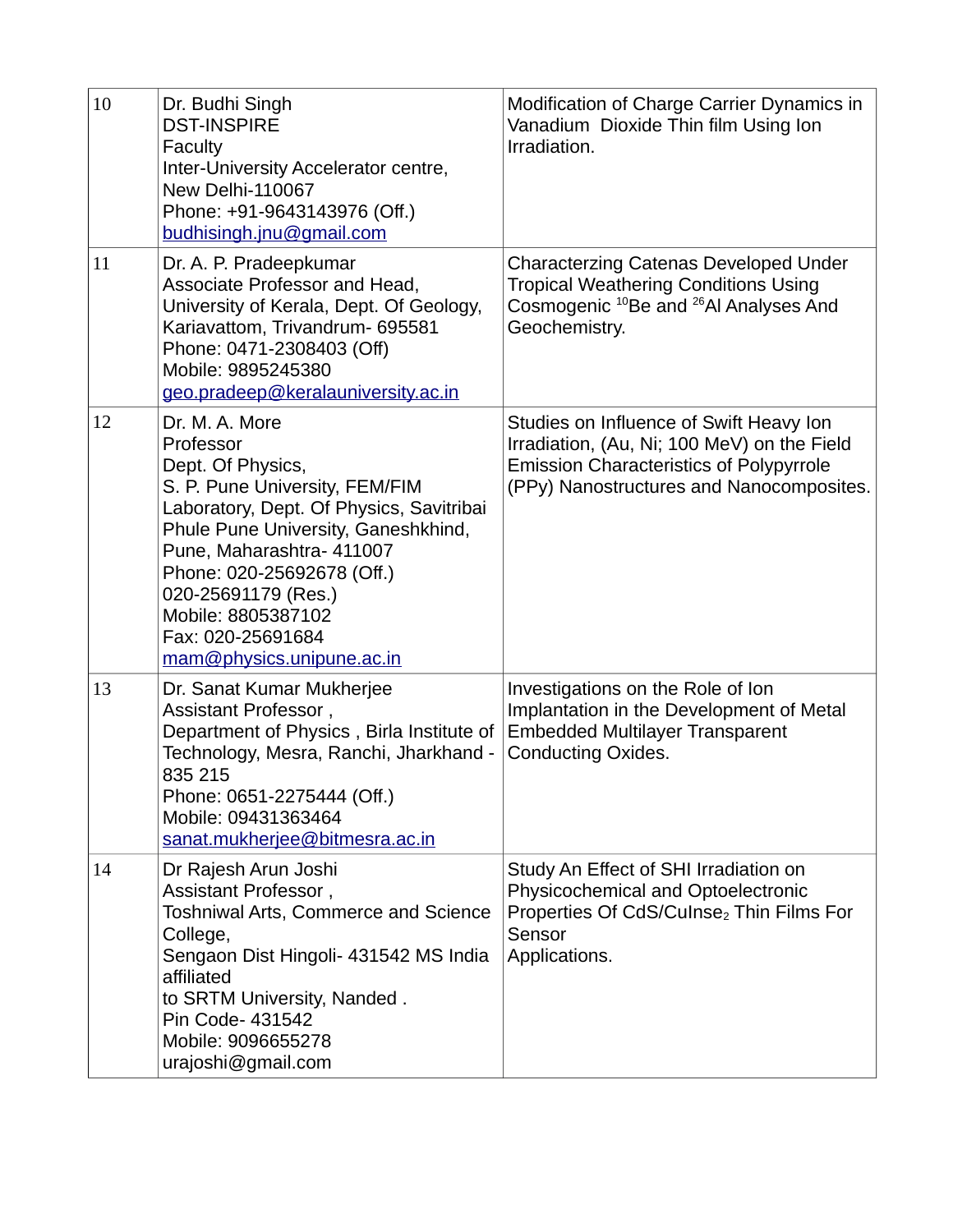| | | |
|---|---|---|
| 10 | Dr. Budhi Singh<br>DST-INSPIRE<br>Faculty<br>Inter-University Accelerator centre,<br>New Delhi-110067<br>Phone: +91-9643143976 (Off.)<br>budhisingh.jnu@gmail.com | Modification of Charge Carrier Dynamics in Vanadium Dioxide Thin film Using Ion Irradiation. |
| 11 | Dr. A. P. Pradeepkumar<br>Associate Professor and Head,<br>University of Kerala, Dept. Of Geology,<br>Kariavattom, Trivandrum- 695581<br>Phone: 0471-2308403 (Off)<br>Mobile: 9895245380<br>geo.pradeep@keralauniversity.ac.in | Characterzing Catenas Developed Under Tropical Weathering Conditions Using Cosmogenic $^{10}$Be and $^{26}$Al Analyses And Geochemistry. |
| 12 | Dr. M. A. More<br>Professor<br>Dept. Of Physics,<br>S. P. Pune University, FEM/FIM Laboratory, Dept. Of Physics, Savitribai Phule Pune University, Ganeshkhind, Pune, Maharashtra- 411007<br>Phone: 020-25692678 (Off.)<br>020-25691179 (Res.)<br>Mobile: 8805387102<br>Fax: 020-25691684<br>mam@physics.unipune.ac.in | Studies on Influence of Swift Heavy Ion Irradiation, (Au, Ni; 100 MeV) on the Field Emission Characteristics of Polypyrrole (PPy) Nanostructures and Nanocomposites. |
| 13 | Dr. Sanat Kumar Mukherjee<br>Assistant Professor ,<br>Department of Physics , Birla Institute of Technology, Mesra, Ranchi, Jharkhand - 835 215<br>Phone: 0651-2275444 (Off.)<br>Mobile: 09431363464<br>sanat.mukherjee@bitmesra.ac.in | Investigations on the Role of Ion Implantation in the Development of Metal Embedded Multilayer Transparent Conducting Oxides. |
| 14 | Dr Rajesh Arun Joshi<br>Assistant Professor ,<br>Toshniwal Arts, Commerce and Science College,<br>Sengaon Dist Hingoli- 431542 MS India affiliated<br>to SRTM University, Nanded .<br>Pin Code- 431542<br>Mobile: 9096655278<br>urajoshi@gmail.com | Study An Effect of SHI Irradiation on Physicochemical and Optoelectronic Properties Of CdS/$CuInse_2$ Thin Films For Sensor<br>Applications. |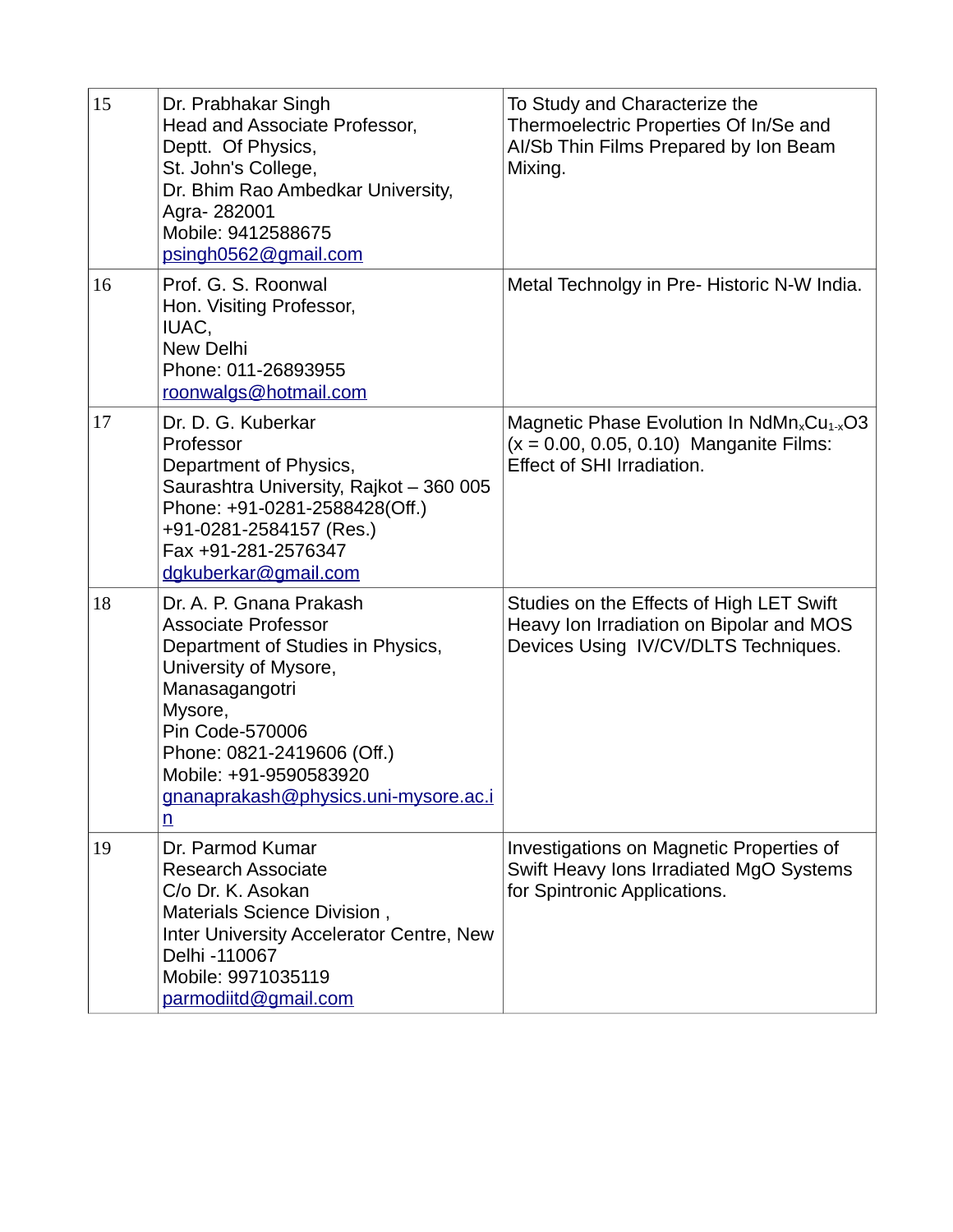| | | |
|---|---|---|
| 15 | Dr. Prabhakar Singh<br>Head and Associate Professor,<br>Deptt. Of Physics,<br>St. John's College,<br>Dr. Bhim Rao Ambedkar University,<br>Agra- 282001<br>Mobile: 9412588675<br>psingh0562@gmail.com | To Study and Characterize the Thermoelectric Properties Of In/Se and Al/Sb Thin Films Prepared by Ion Beam Mixing. |
| 16 | Prof. G. S. Roonwal<br>Hon. Visiting Professor,<br>IUAC,<br>New Delhi<br>Phone: 011-26893955<br>roonwalgs@hotmail.com | Metal Technolgy in Pre- Historic N-W India. |
| 17 | Dr. D. G. Kuberkar<br>Professor<br>Department of Physics,<br>Saurashtra University, Rajkot – 360 005<br>Phone: +91-0281-2588428(Off.)<br>+91-0281-2584157 (Res.)<br>Fax +91-281-2576347<br>dgkuberkar@gmail.com | Magnetic Phase Evolution In $NdMn_xCu_{1-x}O3$ (x = 0.00, 0.05, 0.10) Manganite Films: Effect of SHI Irradiation. |
| 18 | Dr. A. P. Gnana Prakash<br>Associate Professor<br>Department of Studies in Physics,<br>University of Mysore,<br>Manasagangotri<br>Mysore,<br>Pin Code-570006<br>Phone: 0821-2419606 (Off.)<br>Mobile: +91-9590583920<br>gnanaprakash@physics.uni-mysore.ac.in | Studies on the Effects of High LET Swift Heavy Ion Irradiation on Bipolar and MOS Devices Using IV/CV/DLTS Techniques. |
| 19 | Dr. Parmod Kumar<br>Research Associate<br>C/o Dr. K. Asokan<br>Materials Science Division ,<br>Inter University Accelerator Centre, New Delhi -110067<br>Mobile: 9971035119<br>parmodiitd@gmail.com | Investigations on Magnetic Properties of Swift Heavy Ions Irradiated MgO Systems for Spintronic Applications. |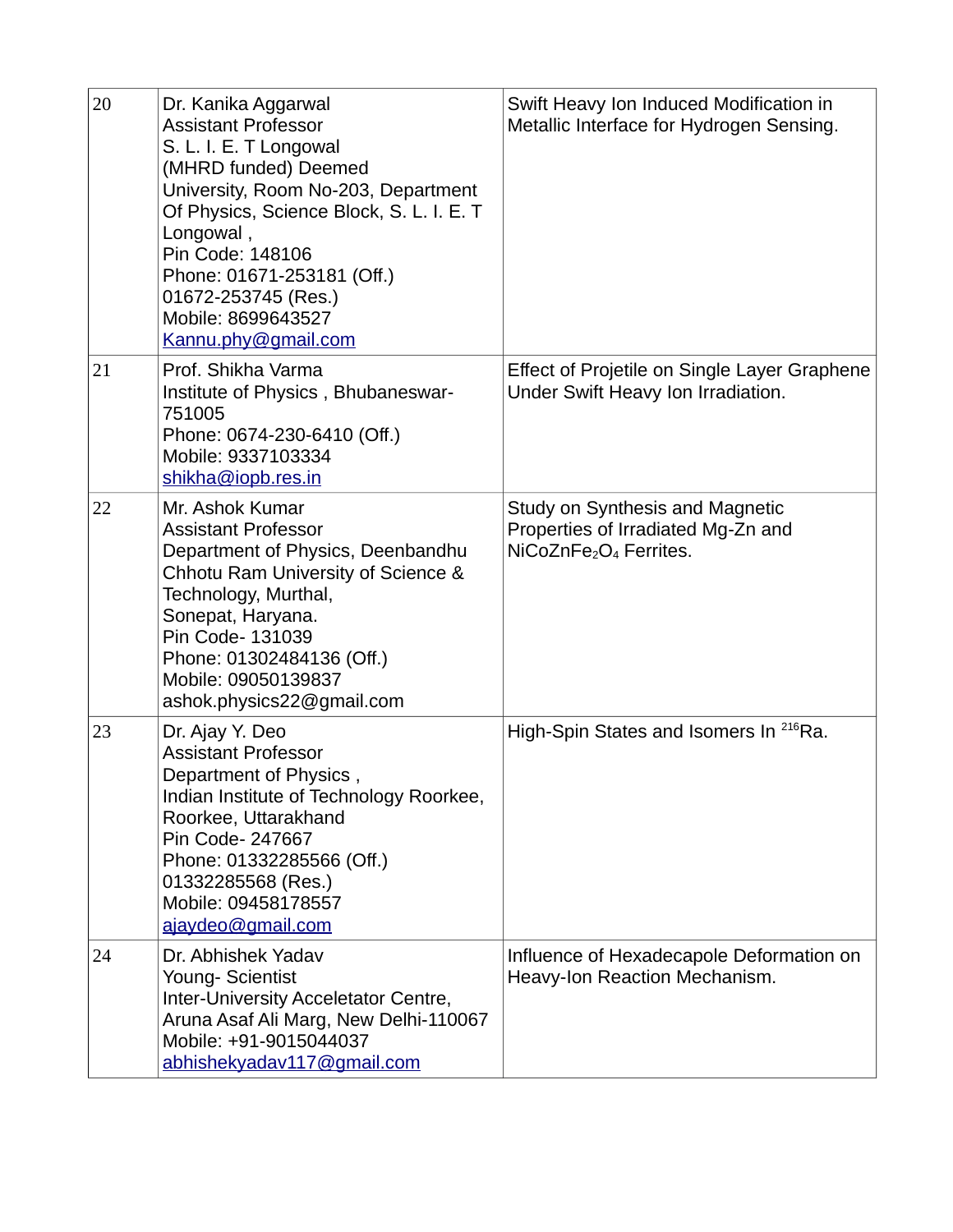| | | |
|---|---|---|
| 20 | Dr. Kanika Aggarwal<br>Assistant Professor<br>S. L. I. E. T Longowal<br>(MHRD funded) Deemed University, Room No-203, Department Of Physics, Science Block, S. L. I. E. T Longowal ,<br>Pin Code: 148106<br>Phone: 01671-253181 (Off.)<br>01672-253745 (Res.)<br>Mobile: 8699643527<br>Kannu.phy@gmail.com | Swift Heavy Ion Induced Modification in Metallic Interface for Hydrogen Sensing. |
| 21 | Prof. Shikha Varma<br>Institute of Physics , Bhubaneswar-751005<br>Phone: 0674-230-6410 (Off.)<br>Mobile: 9337103334<br>shikha@iopb.res.in | Effect of Projetile on Single Layer Graphene Under Swift Heavy Ion Irradiation. |
| 22 | Mr. Ashok Kumar<br>Assistant Professor<br>Department of Physics, Deenbandhu Chhotu Ram University of Science & Technology, Murthal,<br>Sonepat, Haryana.<br>Pin Code- 131039<br>Phone: 01302484136 (Off.)<br>Mobile: 09050139837<br>ashok.physics22@gmail.com | Study on Synthesis and Magnetic Properties of Irradiated Mg-Zn and $NiCoZnFe_2O_4$ Ferrites. |
| 23 | Dr. Ajay Y. Deo<br>Assistant Professor<br>Department of Physics ,<br>Indian Institute of Technology Roorkee, Roorkee, Uttarakhand<br>Pin Code- 247667<br>Phone: 01332285566 (Off.)<br>01332285568 (Res.)<br>Mobile: 09458178557<br>ajaydeo@gmail.com | High-Spin States and Isomers In $^{216}$Ra. |
| 24 | Dr. Abhishek Yadav<br>Young- Scientist<br>Inter-University Acceletator Centre, Aruna Asaf Ali Marg, New Delhi-110067<br>Mobile: +91-9015044037<br>abhishekyadav117@gmail.com | Influence of Hexadecapole Deformation on Heavy-Ion Reaction Mechanism. |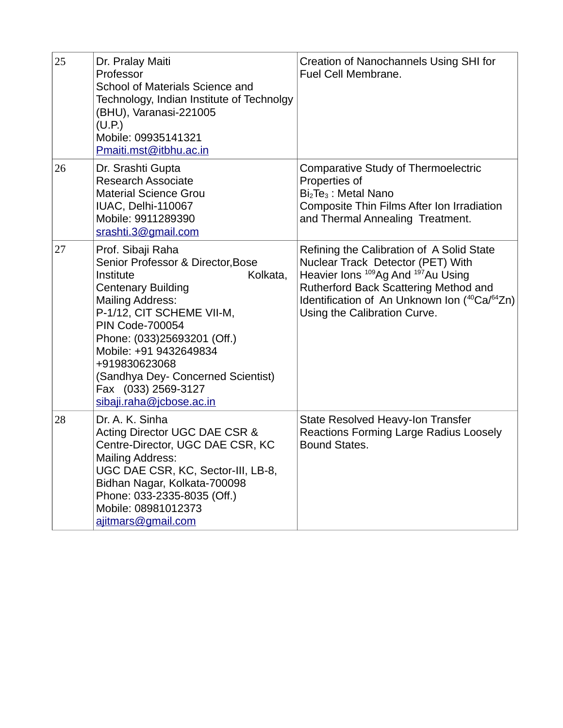| | | |
|---|---|---|
| 25 | Dr. Pralay Maiti<br>Professor<br>School of Materials Science and Technology, Indian Institute of Technolgy (BHU), Varanasi-221005<br>(U.P.)<br>Mobile: 09935141321<br>Pmaiti.mst@itbhu.ac.in | Creation of Nanochannels Using SHI for Fuel Cell Membrane. |
| 26 | Dr. Srashti Gupta<br>Research Associate<br>Material Science Grou<br>IUAC, Delhi-110067<br>Mobile: 9911289390<br>srashti.3@gmail.com | Comparative Study of Thermoelectric Properties of<br>$Bi_2Te_3$ : Metal Nano<br>Composite Thin Films After Ion Irradiation and Thermal Annealing Treatment. |
| 27 | Prof. Sibaji Raha<br>Senior Professor & Director,Bose Institute Kolkata,<br>Centenary Building<br>Mailing Address:<br>P-1/12, CIT SCHEME VII-M,<br>PIN Code-700054<br>Phone: (033)25693201 (Off.)<br>Mobile: +91 9432649834<br>+919830623068<br>(Sandhya Dey- Concerned Scientist)<br>Fax (033) 2569-3127<br>sibaji.raha@jcbose.ac.in | Refining the Calibration of A Solid State Nuclear Track Detector (PET) With Heavier Ions $^{109}$Ag And $^{197}$Au Using Rutherford Back Scattering Method and Identification of An Unknown Ion ($^{40}$Ca/$^{64}$Zn) Using the Calibration Curve. |
| 28 | Dr. A. K. Sinha<br>Acting Director UGC DAE CSR &<br>Centre-Director, UGC DAE CSR, KC<br>Mailing Address:<br>UGC DAE CSR, KC, Sector-III, LB-8,<br>Bidhan Nagar, Kolkata-700098<br>Phone: 033-2335-8035 (Off.)<br>Mobile: 08981012373<br>ajitmars@gmail.com | State Resolved Heavy-Ion Transfer Reactions Forming Large Radius Loosely Bound States. |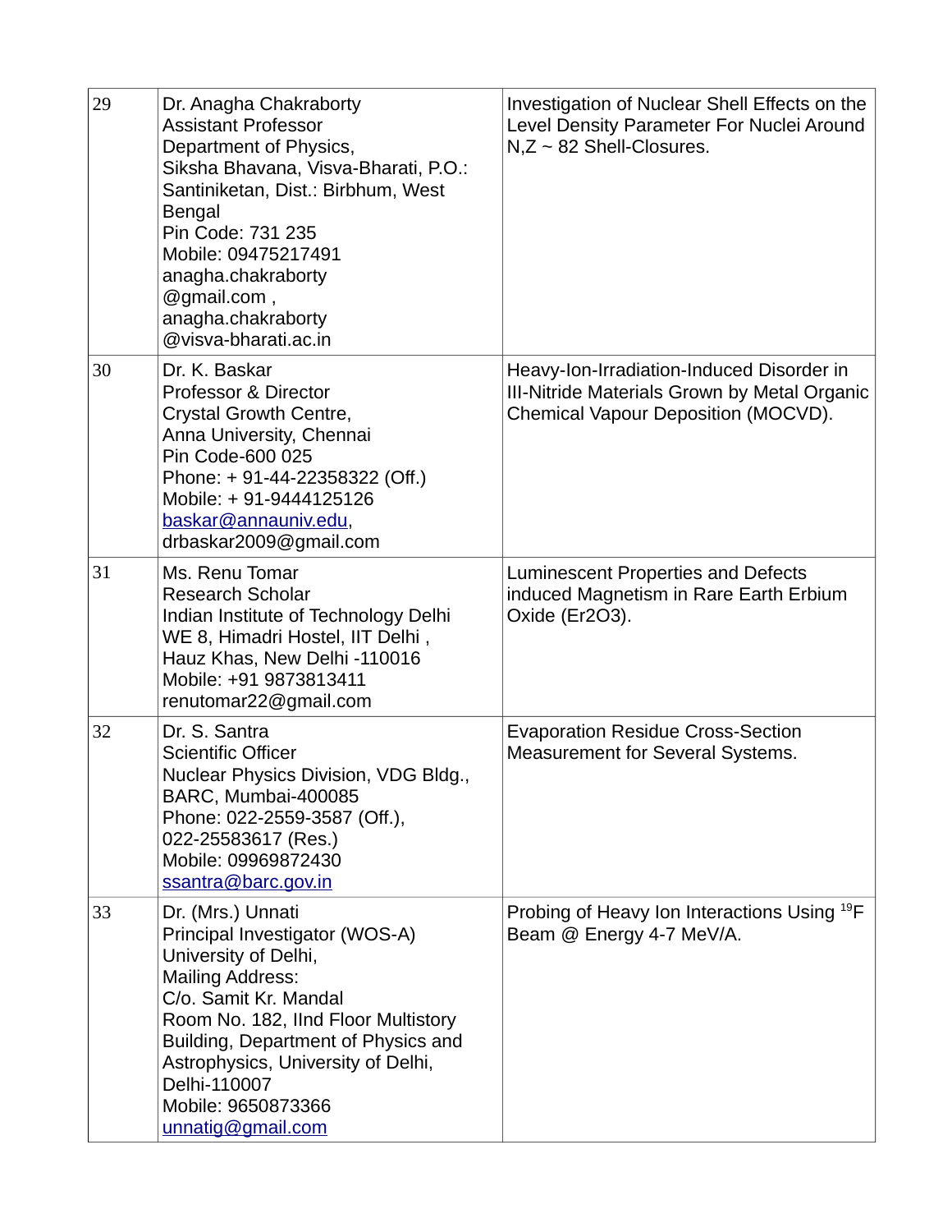| | | |
|---|---|---|
| 29 | Dr. Anagha Chakraborty<br>Assistant Professor<br>Department of Physics,<br>Siksha Bhavana, Visva-Bharati, P.O.: Santiniketan, Dist.: Birbhum, West Bengal<br>Pin Code: 731 235<br>Mobile: 09475217491<br>anagha.chakraborty@gmail.com ,<br>anagha.chakraborty@visva-bharati.ac.in | Investigation of Nuclear Shell Effects on the Level Density Parameter For Nuclei Around N,Z ~ 82 Shell-Closures. |
| 30 | Dr. K. Baskar<br>Professor & Director<br>Crystal Growth Centre,<br>Anna University, Chennai<br>Pin Code-600 025<br>Phone: + 91-44-22358322 (Off.)<br>Mobile: + 91-9444125126<br>baskar@annauniv.edu,<br>drbaskar2009@gmail.com | Heavy-Ion-Irradiation-Induced Disorder in III-Nitride Materials Grown by Metal Organic Chemical Vapour Deposition (MOCVD). |
| 31 | Ms. Renu Tomar<br>Research Scholar<br>Indian Institute of Technology Delhi<br>WE 8, Himadri Hostel, IIT Delhi ,<br>Hauz Khas, New Delhi -110016<br>Mobile: +91 9873813411<br>renutomar22@gmail.com | Luminescent Properties and Defects induced Magnetism in Rare Earth Erbium Oxide ($Er_2O_3$). |
| 32 | Dr. S. Santra<br>Scientific Officer<br>Nuclear Physics Division, VDG Bldg.,<br>BARC, Mumbai-400085<br>Phone: 022-2559-3587 (Off.),<br>022-25583617 (Res.)<br>Mobile: 09969872430<br>ssantra@barc.gov.in | Evaporation Residue Cross-Section Measurement for Several Systems. |
| 33 | Dr. (Mrs.) Unnati<br>Principal Investigator (WOS-A)<br>University of Delhi,<br>Mailing Address:<br>C/o. Samit Kr. Mandal<br>Room No. 182, IInd Floor Multistory Building, Department of Physics and Astrophysics, University of Delhi,<br>Delhi-110007<br>Mobile: 9650873366<br>unnatig@gmail.com | Probing of Heavy Ion Interactions Using $^{19}F$ Beam @ Energy 4-7 MeV/A. |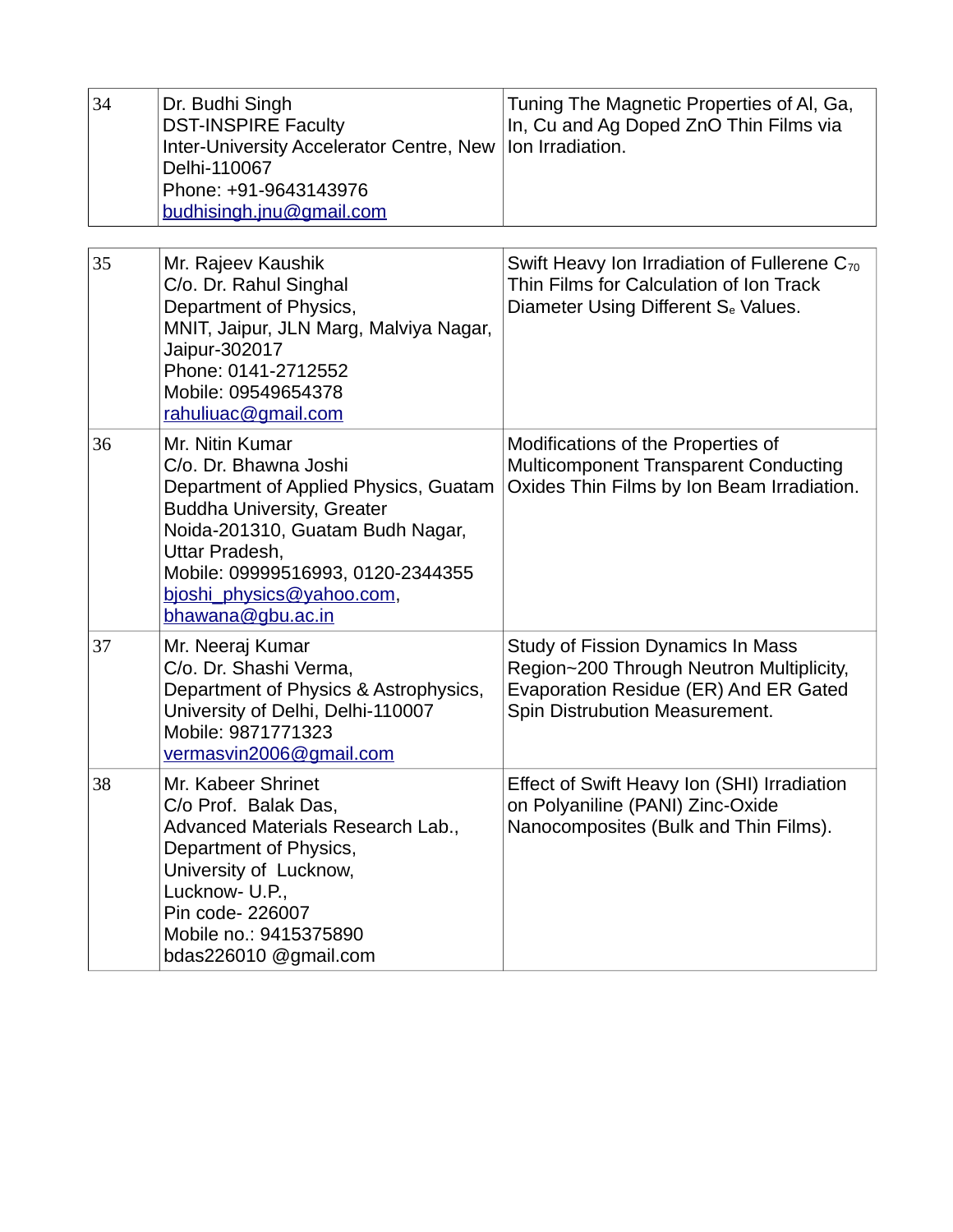| | | |
|---|---|---|
| 34 | Dr. Budhi Singh<br>DST-INSPIRE Faculty<br>Inter-University Accelerator Centre, New Delhi-110067<br>Phone: +91-9643143976<br>budhisingh.jnu@gmail.com | Tuning The Magnetic Properties of Al, Ga, In, Cu and Ag Doped ZnO Thin Films via Ion Irradiation. |

| | | |
|---|---|---|
| 35 | Mr. Rajeev Kaushik<br>C/o. Dr. Rahul Singhal<br>Department of Physics,<br>MNIT, Jaipur, JLN Marg, Malviya Nagar, Jaipur-302017<br>Phone: 0141-2712552<br>Mobile: 09549654378<br>rahuliuac@gmail.com | Swift Heavy Ion Irradiation of Fullerene $C_{70}$ Thin Films for Calculation of Ion Track Diameter Using Different $S_e$ Values. |
| 36 | Mr. Nitin Kumar<br>C/o. Dr. Bhawna Joshi<br>Department of Applied Physics, Guatam Buddha University, Greater Noida-201310, Guatam Budh Nagar, Uttar Pradesh,<br>Mobile: 09999516993, 0120-2344355<br>bjoshi_physics@yahoo.com,<br>bhawana@gbu.ac.in | Modifications of the Properties of Multicomponent Transparent Conducting Oxides Thin Films by Ion Beam Irradiation. |
| 37 | Mr. Neeraj Kumar<br>C/o. Dr. Shashi Verma,<br>Department of Physics & Astrophysics, University of Delhi, Delhi-110007<br>Mobile: 9871771323<br>vermasvin2006@gmail.com | Study of Fission Dynamics In Mass Region~200 Through Neutron Multiplicity, Evaporation Residue (ER) And ER Gated Spin Distrubution Measurement. |
| 38 | Mr. Kabeer Shrinet<br>C/o Prof. Balak Das,<br>Advanced Materials Research Lab.,<br>Department of Physics,<br>University of Lucknow,<br>Lucknow- U.P.,<br>Pin code- 226007<br>Mobile no.: 9415375890<br>bdas226010 @gmail.com | Effect of Swift Heavy Ion (SHI) Irradiation on Polyaniline (PANI) Zinc-Oxide Nanocomposites (Bulk and Thin Films). |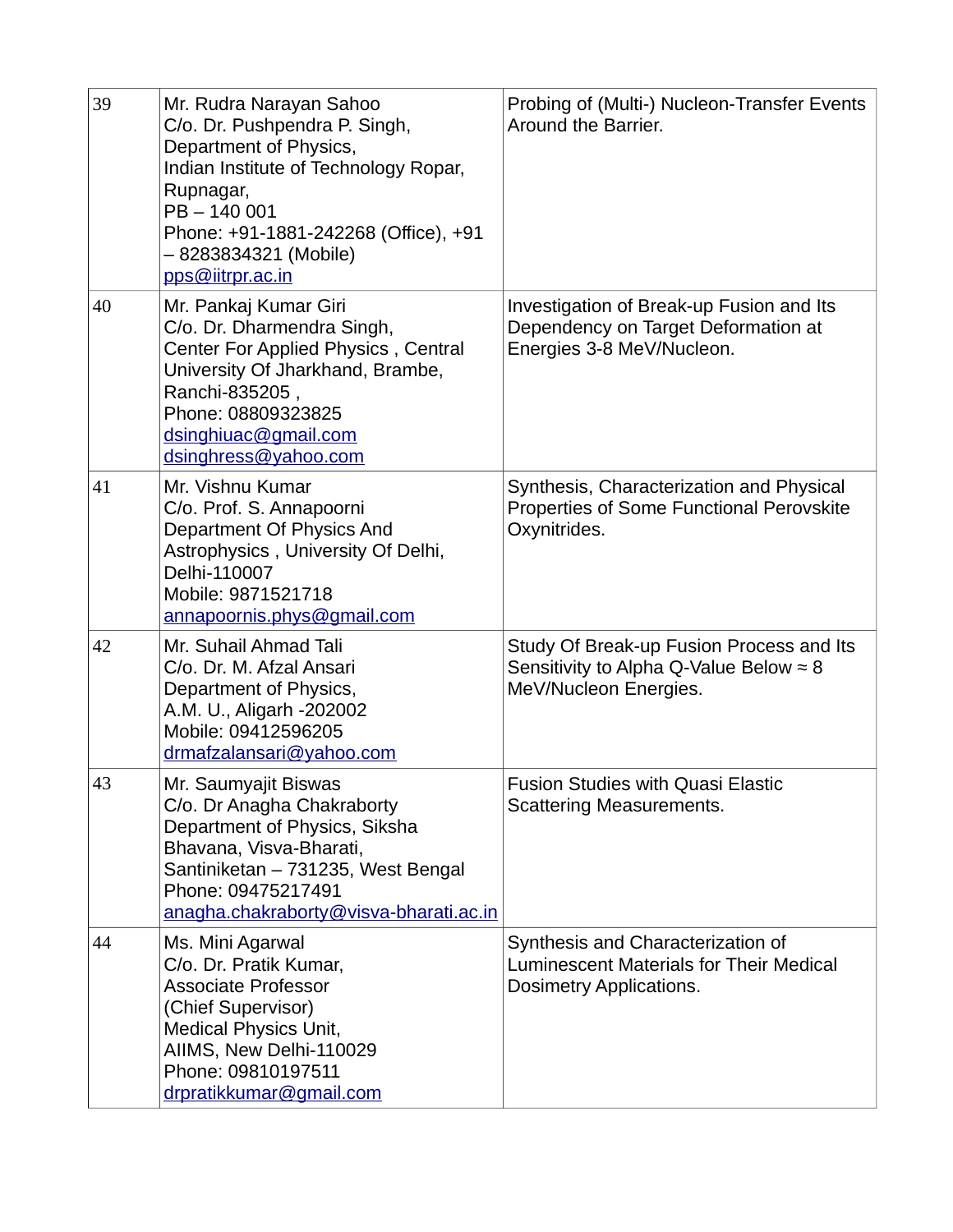| 39 | Mr. Rudra Narayan Sahoo<br>C/o. Dr. Pushpendra P. Singh,<br>Department of Physics,<br>Indian Institute of Technology Ropar,<br>Rupnagar,<br>PB – 140 001<br>Phone: +91-1881-242268 (Office), +91 – 8283834321 (Mobile)<br>pps@iitrpr.ac.in | Probing of (Multi-) Nucleon-Transfer Events Around the Barrier. |
|---|---|---|
| 40 | Mr. Pankaj Kumar Giri<br>C/o. Dr. Dharmendra Singh,<br>Center For Applied Physics , Central University Of Jharkhand, Brambe, Ranchi-835205 ,<br>Phone: 08809323825<br>dsinghiuac@gmail.com<br>dsinghress@yahoo.com | Investigation of Break-up Fusion and Its Dependency on Target Deformation at Energies 3-8 MeV/Nucleon. |
| 41 | Mr. Vishnu Kumar<br>C/o. Prof. S. Annapoorni<br>Department Of Physics And Astrophysics , University Of Delhi, Delhi-110007<br>Mobile: 9871521718<br>annapoornis.phys@gmail.com | Synthesis, Characterization and Physical Properties of Some Functional Perovskite Oxynitrides. |
| 42 | Mr. Suhail Ahmad Tali<br>C/o. Dr. M. Afzal Ansari<br>Department of Physics,<br>A.M. U., Aligarh -202002<br>Mobile: 09412596205<br>drmafzalansari@yahoo.com | Study Of Break-up Fusion Process and Its Sensitivity to Alpha Q-Value Below ≈ 8 MeV/Nucleon Energies. |
| 43 | Mr. Saumyajit Biswas<br>C/o. Dr Anagha Chakraborty<br>Department of Physics, Siksha Bhavana, Visva-Bharati,<br>Santiniketan – 731235, West Bengal<br>Phone: 09475217491<br>anagha.chakraborty@visva-bharati.ac.in | Fusion Studies with Quasi Elastic Scattering Measurements. |
| 44 | Ms. Mini Agarwal<br>C/o. Dr. Pratik Kumar,<br>Associate Professor<br>(Chief Supervisor)<br>Medical Physics Unit,<br>AIIMS, New Delhi-110029<br>Phone: 09810197511<br>drpratikkumar@gmail.com | Synthesis and Characterization of Luminescent Materials for Their Medical Dosimetry Applications. |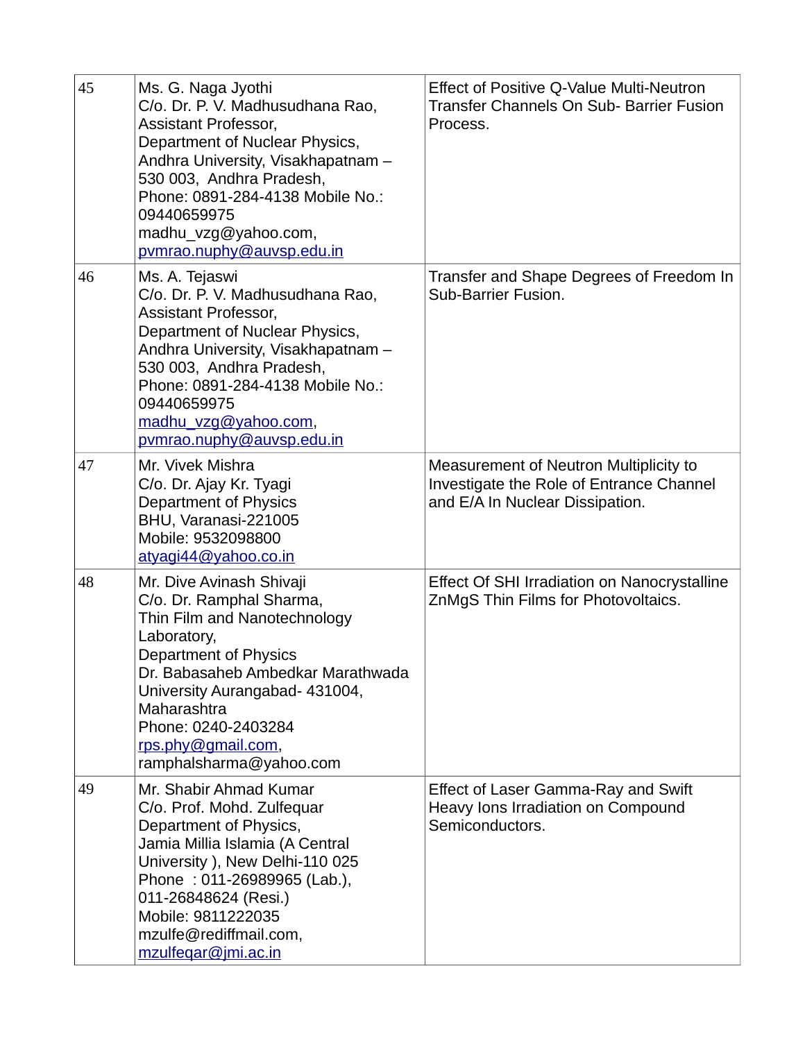| | | |
|---|---|---|
| 45 | Ms. G. Naga Jyothi<br>C/o. Dr. P. V. Madhusudhana Rao,<br>Assistant Professor,<br>Department of Nuclear Physics,<br>Andhra University, Visakhapatnam – 530 003, Andhra Pradesh,<br>Phone: 0891-284-4138 Mobile No.: 09440659975<br>madhu_vzg@yahoo.com,<br>pvmrao.nuphy@auvsp.edu.in | Effect of Positive Q-Value Multi-Neutron Transfer Channels On Sub- Barrier Fusion Process. |
| 46 | Ms. A. Tejaswi<br>C/o. Dr. P. V. Madhusudhana Rao,<br>Assistant Professor,<br>Department of Nuclear Physics,<br>Andhra University, Visakhapatnam – 530 003, Andhra Pradesh,<br>Phone: 0891-284-4138 Mobile No.: 09440659975<br>madhu_vzg@yahoo.com,<br>pvmrao.nuphy@auvsp.edu.in | Transfer and Shape Degrees of Freedom In Sub-Barrier Fusion. |
| 47 | Mr. Vivek Mishra<br>C/o. Dr. Ajay Kr. Tyagi<br>Department of Physics<br>BHU, Varanasi-221005<br>Mobile: 9532098800<br>atyagi44@yahoo.co.in | Measurement of Neutron Multiplicity to Investigate the Role of Entrance Channel and E/A In Nuclear Dissipation. |
| 48 | Mr. Dive Avinash Shivaji<br>C/o. Dr. Ramphal Sharma,<br>Thin Film and Nanotechnology Laboratory,<br>Department of Physics<br>Dr. Babasaheb Ambedkar Marathwada University Aurangabad- 431004, Maharashtra<br>Phone: 0240-2403284<br>rps.phy@gmail.com,<br>ramphalsharma@yahoo.com | Effect Of SHI Irradiation on Nanocrystalline ZnMgS Thin Films for Photovoltaics. |
| 49 | Mr. Shabir Ahmad Kumar<br>C/o. Prof. Mohd. Zulfequar<br>Department of Physics,<br>Jamia Millia Islamia (A Central University ), New Delhi-110 025<br>Phone : 011-26989965 (Lab.), 011-26848624 (Resi.)<br>Mobile: 9811222035<br>mzulfe@rediffmail.com,<br>mzulfeqar@jmi.ac.in | Effect of Laser Gamma-Ray and Swift Heavy Ions Irradiation on Compound Semiconductors. |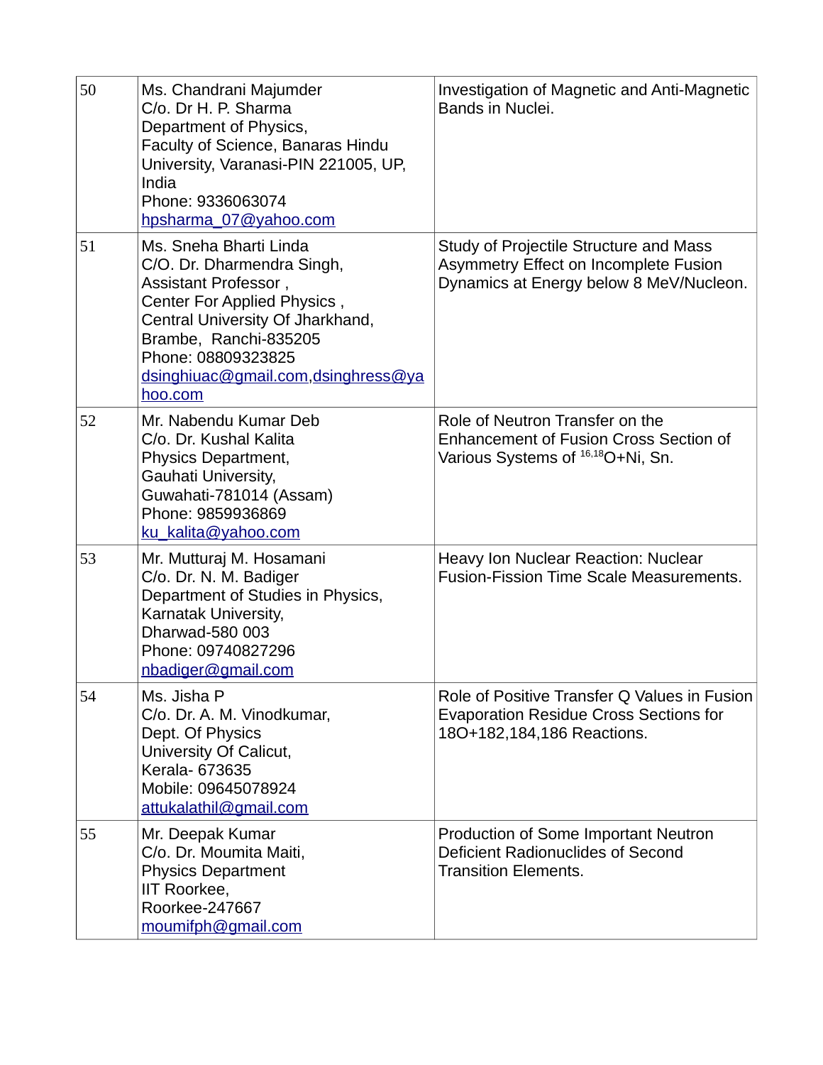| | | |
|---|---|---|
| 50 | Ms. Chandrani Majumder<br>C/o. Dr H. P. Sharma<br>Department of Physics,<br>Faculty of Science, Banaras Hindu University, Varanasi-PIN 221005, UP, India<br>Phone: 9336063074<br>hpsharma_07@yahoo.com | Investigation of Magnetic and Anti-Magnetic Bands in Nuclei. |
| 51 | Ms. Sneha Bharti Linda<br>C/O. Dr. Dharmendra Singh,<br>Assistant Professor ,<br>Center For Applied Physics ,<br>Central University Of Jharkhand,<br>Brambe, Ranchi-835205<br>Phone: 08809323825<br>dsinghiuac@gmail.com,dsinghress@yahoo.com | Study of Projectile Structure and Mass Asymmetry Effect on Incomplete Fusion Dynamics at Energy below 8 MeV/Nucleon. |
| 52 | Mr. Nabendu Kumar Deb<br>C/o. Dr. Kushal Kalita<br>Physics Department,<br>Gauhati University,<br>Guwahati-781014 (Assam)<br>Phone: 9859936869<br>ku_kalita@yahoo.com | Role of Neutron Transfer on the Enhancement of Fusion Cross Section of Various Systems of $^{16,18}O$+Ni, Sn. |
| 53 | Mr. Mutturaj M. Hosamani<br>C/o. Dr. N. M. Badiger<br>Department of Studies in Physics,<br>Karnatak University,<br>Dharwad-580 003<br>Phone: 09740827296<br>nbadiger@gmail.com | Heavy Ion Nuclear Reaction: Nuclear Fusion-Fission Time Scale Measurements. |
| 54 | Ms. Jisha P<br>C/o. Dr. A. M. Vinodkumar,<br>Dept. Of Physics<br>University Of Calicut,<br>Kerala- 673635<br>Mobile: 09645078924<br>attukalathil@gmail.com | Role of Positive Transfer Q Values in Fusion Evaporation Residue Cross Sections for 18O+182,184,186 Reactions. |
| 55 | Mr. Deepak Kumar<br>C/o. Dr. Moumita Maiti,<br>Physics Department<br>IIT Roorkee,<br>Roorkee-247667<br>moumifph@gmail.com | Production of Some Important Neutron Deficient Radionuclides of Second Transition Elements. |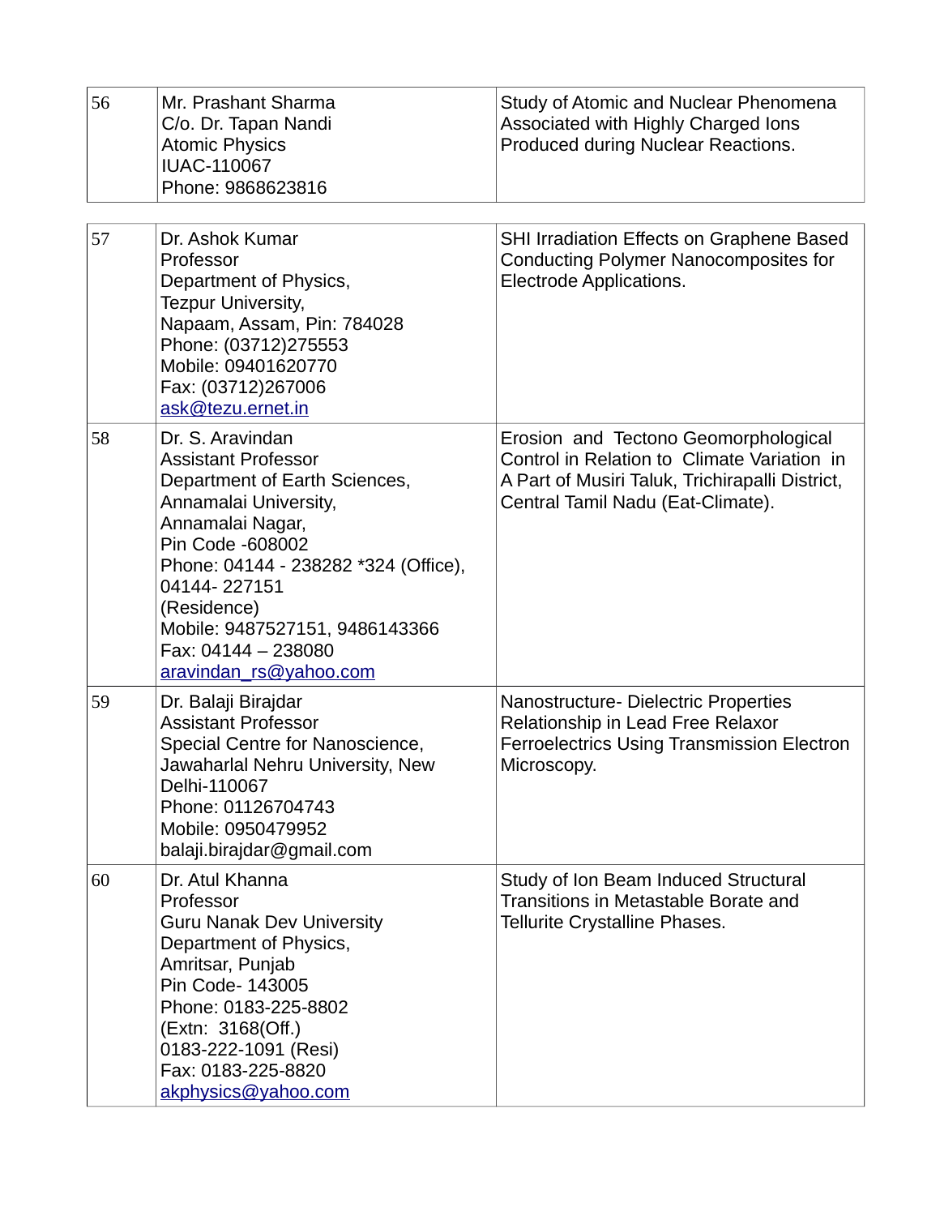| | | |
|---|---|---|
| 56 | Mr. Prashant Sharma<br>C/o. Dr. Tapan Nandi<br>Atomic Physics<br>IUAC-110067<br>Phone: 9868623816 | Study of Atomic and Nuclear Phenomena Associated with Highly Charged Ions Produced during Nuclear Reactions. |

| | | |
|---|---|---|
| 57 | Dr. Ashok Kumar<br>Professor<br>Department of Physics,<br>Tezpur University,<br>Napaam, Assam, Pin: 784028<br>Phone: (03712)275553<br>Mobile: 09401620770<br>Fax: (03712)267006<br>ask@tezu.ernet.in | SHI Irradiation Effects on Graphene Based Conducting Polymer Nanocomposites for Electrode Applications. |
| 58 | Dr. S. Aravindan<br>Assistant Professor<br>Department of Earth Sciences,<br>Annamalai University,<br>Annamalai Nagar,<br>Pin Code -608002<br>Phone: 04144 - 238282 *324 (Office), 04144- 227151<br>(Residence)<br>Mobile: 9487527151, 9486143366<br>Fax: 04144 – 238080<br>aravindan_rs@yahoo.com | Erosion and Tectono Geomorphological Control in Relation to Climate Variation in A Part of Musiri Taluk, Trichirapalli District, Central Tamil Nadu (Eat-Climate). |
| 59 | Dr. Balaji Birajdar<br>Assistant Professor<br>Special Centre for Nanoscience,<br>Jawaharlal Nehru University, New Delhi-110067<br>Phone: 01126704743<br>Mobile: 0950479952<br>balaji.birajdar@gmail.com | Nanostructure- Dielectric Properties Relationship in Lead Free Relaxor Ferroelectrics Using Transmission Electron Microscopy. |
| 60 | Dr. Atul Khanna<br>Professor<br>Guru Nanak Dev University<br>Department of Physics,<br>Amritsar, Punjab<br>Pin Code- 143005<br>Phone: 0183-225-8802<br>(Extn: 3168(Off.)<br>0183-222-1091 (Resi)<br>Fax: 0183-225-8820<br>akphysics@yahoo.com | Study of Ion Beam Induced Structural Transitions in Metastable Borate and Tellurite Crystalline Phases. |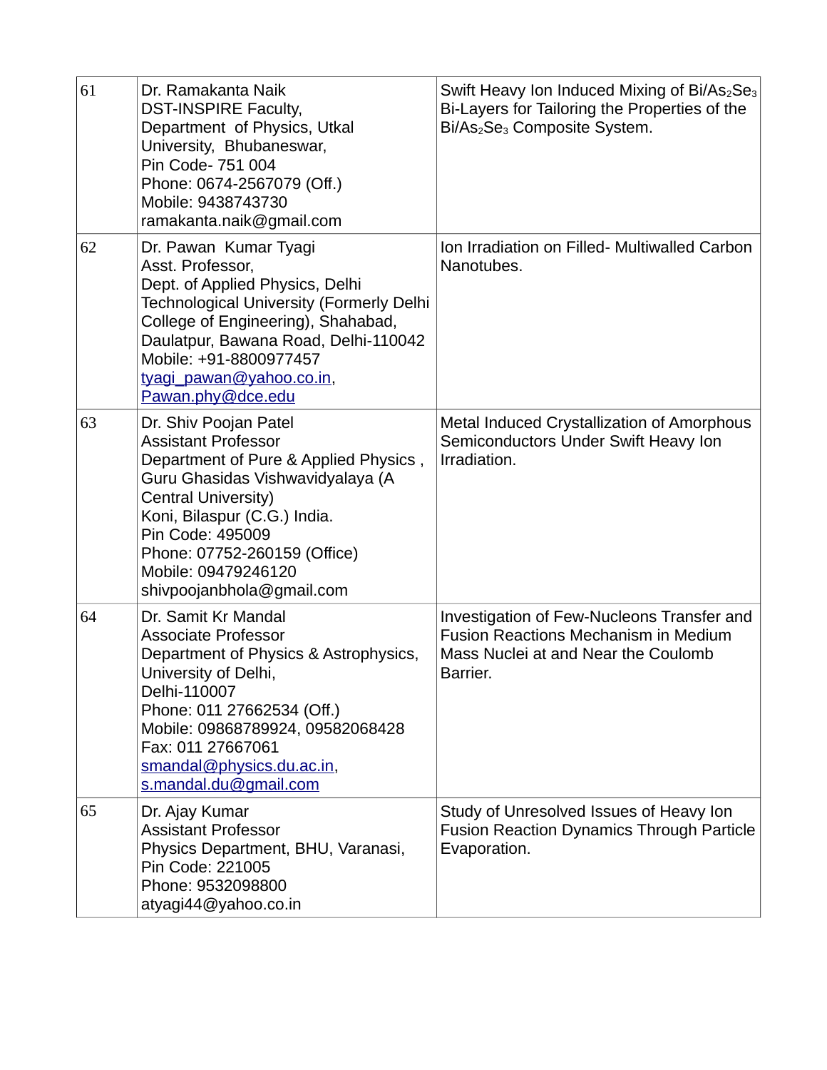| | | |
|---|---|---|
| 61 | Dr. Ramakanta Naik<br>DST-INSPIRE Faculty,<br>Department of Physics, Utkal University, Bhubaneswar,<br>Pin Code- 751 004<br>Phone: 0674-2567079 (Off.)<br>Mobile: 9438743730<br>ramakanta.naik@gmail.com | Swift Heavy Ion Induced Mixing of Bi/$As_2Se_3$ Bi-Layers for Tailoring the Properties of the Bi/$As_2Se_3$ Composite System. |
| 62 | Dr. Pawan Kumar Tyagi<br>Asst. Professor,<br>Dept. of Applied Physics, Delhi Technological University (Formerly Delhi College of Engineering), Shahabad, Daulatpur, Bawana Road, Delhi-110042<br>Mobile: +91-8800977457<br>tyagi_pawan@yahoo.co.in,<br>Pawan.phy@dce.edu | Ion Irradiation on Filled- Multiwalled Carbon Nanotubes. |
| 63 | Dr. Shiv Poojan Patel<br>Assistant Professor<br>Department of Pure & Applied Physics , Guru Ghasidas Vishwavidyalaya (A Central University)<br>Koni, Bilaspur (C.G.) India.<br>Pin Code: 495009<br>Phone: 07752-260159 (Office)<br>Mobile: 09479246120<br>shivpoojanbhola@gmail.com | Metal Induced Crystallization of Amorphous Semiconductors Under Swift Heavy Ion Irradiation. |
| 64 | Dr. Samit Kr Mandal<br>Associate Professor<br>Department of Physics & Astrophysics, University of Delhi,<br>Delhi-110007<br>Phone: 011 27662534 (Off.)<br>Mobile: 09868789924, 09582068428<br>Fax: 011 27667061<br>smandal@physics.du.ac.in,<br>s.mandal.du@gmail.com | Investigation of Few-Nucleons Transfer and Fusion Reactions Mechanism in Medium Mass Nuclei at and Near the Coulomb Barrier. |
| 65 | Dr. Ajay Kumar<br>Assistant Professor<br>Physics Department, BHU, Varanasi,<br>Pin Code: 221005<br>Phone: 9532098800<br>atyagi44@yahoo.co.in | Study of Unresolved Issues of Heavy Ion Fusion Reaction Dynamics Through Particle Evaporation. |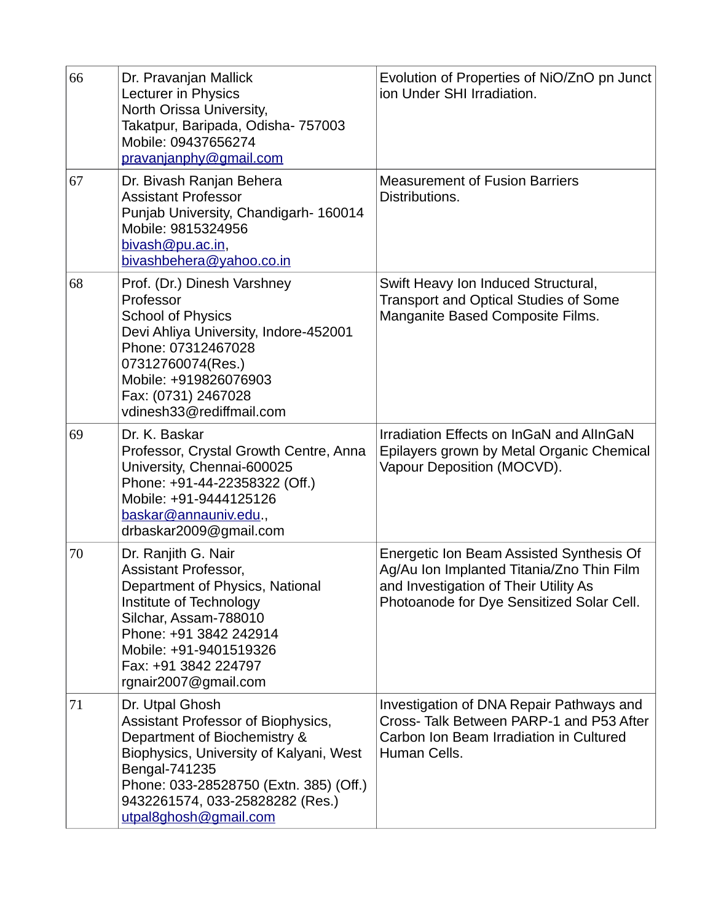| | | |
|---|---|---|
| 66 | Dr. Pravanjan Mallick<br>Lecturer in Physics<br>North Orissa University,<br>Takatpur, Baripada, Odisha- 757003<br>Mobile: 09437656274<br>pravanjanphy@gmail.com | Evolution of Properties of NiO/ZnO pn Junct ion Under SHI Irradiation. |
| 67 | Dr. Bivash Ranjan Behera<br>Assistant Professor<br>Punjab University, Chandigarh- 160014<br>Mobile: 9815324956<br>bivash@pu.ac.in,<br>bivashbehera@yahoo.co.in | Measurement of Fusion Barriers Distributions. |
| 68 | Prof. (Dr.) Dinesh Varshney<br>Professor<br>School of Physics<br>Devi Ahliya University, Indore-452001<br>Phone: 07312467028<br>07312760074(Res.)<br>Mobile: +919826076903<br>Fax: (0731) 2467028<br>vdinesh33@rediffmail.com | Swift Heavy Ion Induced Structural, Transport and Optical Studies of Some Manganite Based Composite Films. |
| 69 | Dr. K. Baskar<br>Professor, Crystal Growth Centre, Anna University, Chennai-600025<br>Phone: +91-44-22358322 (Off.)<br>Mobile: +91-9444125126<br>baskar@annauniv.edu.,<br>drbaskar2009@gmail.com | Irradiation Effects on InGaN and AlInGaN Epilayers grown by Metal Organic Chemical Vapour Deposition (MOCVD). |
| 70 | Dr. Ranjith G. Nair<br>Assistant Professor,<br>Department of Physics, National Institute of Technology<br>Silchar, Assam-788010<br>Phone: +91 3842 242914<br>Mobile: +91-9401519326<br>Fax: +91 3842 224797<br>rgnair2007@gmail.com | Energetic Ion Beam Assisted Synthesis Of Ag/Au Ion Implanted Titania/Zno Thin Film and Investigation of Their Utility As Photoanode for Dye Sensitized Solar Cell. |
| 71 | Dr. Utpal Ghosh<br>Assistant Professor of Biophysics,<br>Department of Biochemistry & Biophysics, University of Kalyani, West Bengal-741235<br>Phone: 033-28528750 (Extn. 385) (Off.)<br>9432261574, 033-25828282 (Res.)<br>utpal8ghosh@gmail.com | Investigation of DNA Repair Pathways and Cross- Talk Between PARP-1 and P53 After Carbon Ion Beam Irradiation in Cultured Human Cells. |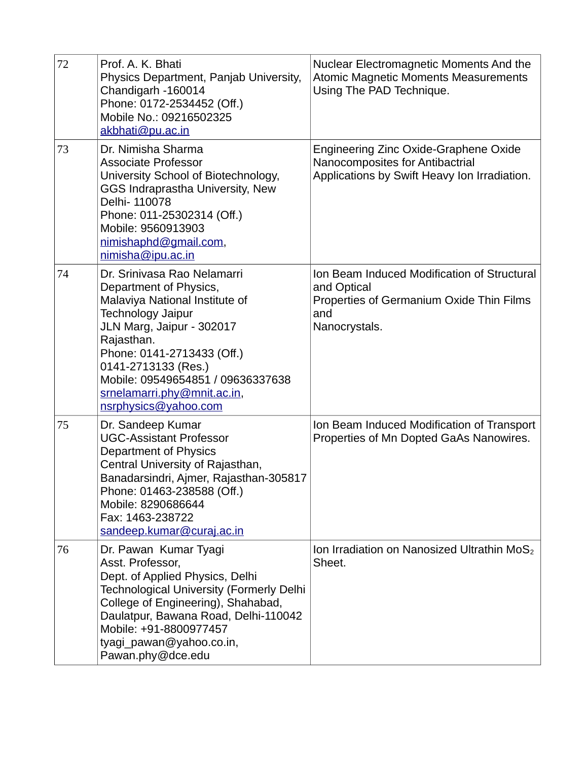| 72 | Prof. A. K. Bhati<br>Physics Department, Panjab University, Chandigarh -160014<br>Phone: 0172-2534452 (Off.)<br>Mobile No.: 09216502325<br>akbhati@pu.ac.in | Nuclear Electromagnetic Moments And the Atomic Magnetic Moments Measurements Using The PAD Technique. |
|---|---|---|
| 73 | Dr. Nimisha Sharma<br>Associate Professor<br>University School of Biotechnology, GGS Indraprastha University, New Delhi- 110078<br>Phone: 011-25302314 (Off.)<br>Mobile: 9560913903<br>nimishaphd@gmail.com,<br>nimisha@ipu.ac.in | Engineering Zinc Oxide-Graphene Oxide Nanocomposites for Antibactrial Applications by Swift Heavy Ion Irradiation. |
| 74 | Dr. Srinivasa Rao Nelamarri<br>Department of Physics,<br>Malaviya National Institute of Technology Jaipur<br>JLN Marg, Jaipur - 302017 Rajasthan.<br>Phone: 0141-2713433 (Off.)<br>0141-2713133 (Res.)<br>Mobile: 09549654851 / 09636337638<br>srnelamarri.phy@mnit.ac.in,<br>nsrphysics@yahoo.com | Ion Beam Induced Modification of Structural and Optical<br>Properties of Germanium Oxide Thin Films and<br>Nanocrystals. |
| 75 | Dr. Sandeep Kumar<br>UGC-Assistant Professor<br>Department of Physics<br>Central University of Rajasthan, Banadarsindri, Ajmer, Rajasthan-305817<br>Phone: 01463-238588 (Off.)<br>Mobile: 8290686644<br>Fax: 1463-238722<br>sandeep.kumar@curaj.ac.in | Ion Beam Induced Modification of Transport Properties of Mn Dopted GaAs Nanowires. |
| 76 | Dr. Pawan Kumar Tyagi<br>Asst. Professor,<br>Dept. of Applied Physics, Delhi Technological University (Formerly Delhi College of Engineering), Shahabad, Daulatpur, Bawana Road, Delhi-110042<br>Mobile: +91-8800977457<br>tyagi_pawan@yahoo.co.in,<br>Pawan.phy@dce.edu | Ion Irradiation on Nanosized Ultrathin $MoS_2$ Sheet. |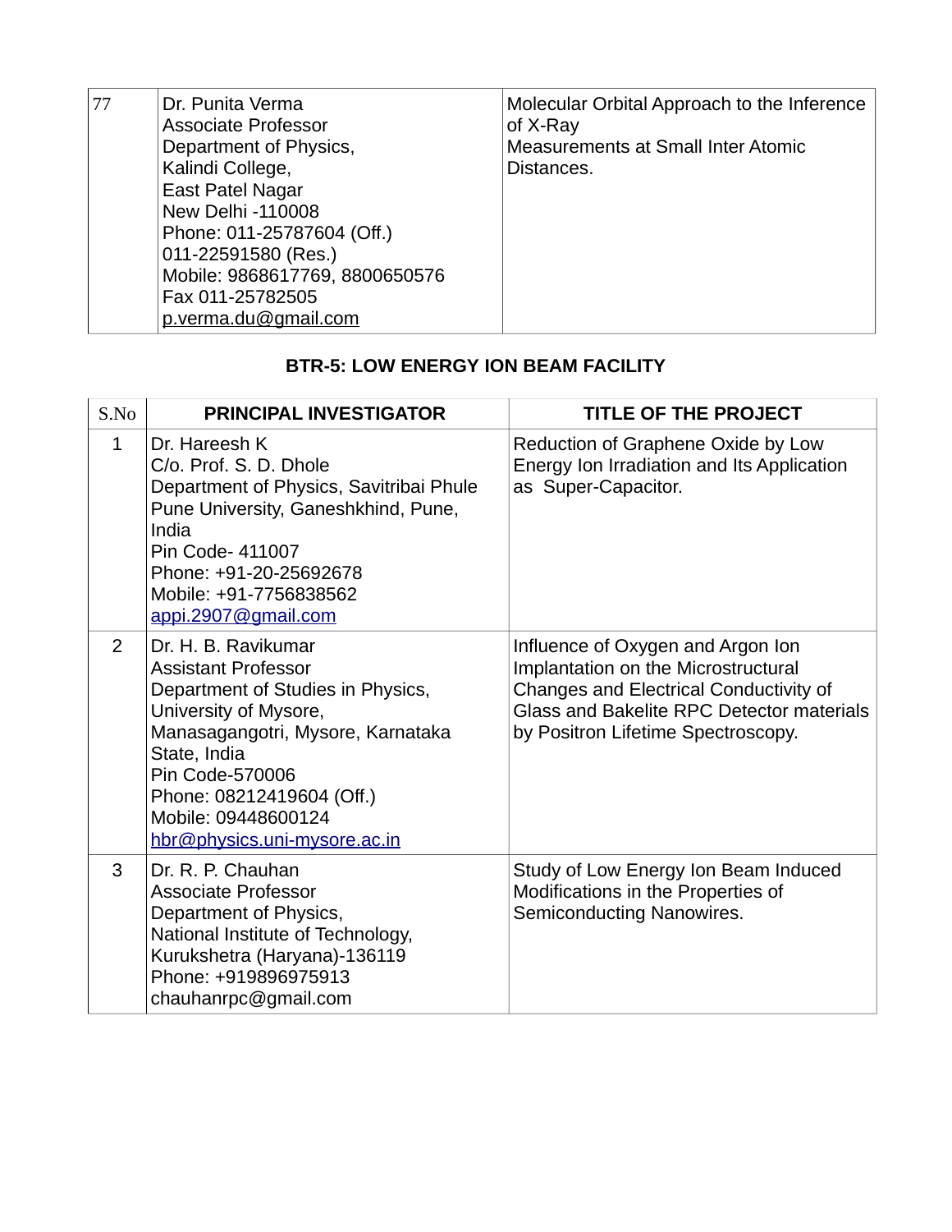| | | |
|---|---|---|
| 77 | Dr. Punita Verma<br>Associate Professor<br>Department of Physics,<br>Kalindi College,<br>East Patel Nagar<br>New Delhi -110008<br>Phone: 011-25787604 (Off.)<br>011-22591580 (Res.)<br>Mobile: 9868617769, 8800650576<br>Fax 011-25782505<br>p.verma.du@gmail.com | Molecular Orbital Approach to the Inference of X-Ray<br>Measurements at Small Inter Atomic Distances. |

**BTR-5: LOW ENERGY ION BEAM FACILITY**

| S.No | PRINCIPAL INVESTIGATOR | TITLE OF THE PROJECT |
|---|---|---|
| 1 | Dr. Hareesh K<br>C/o. Prof. S. D. Dhole<br>Department of Physics, Savitribai Phule Pune University, Ganeshkhind, Pune, India<br>Pin Code- 411007<br>Phone: +91-20-25692678<br>Mobile: +91-7756838562<br>appi.2907@gmail.com | Reduction of Graphene Oxide by Low Energy Ion Irradiation and Its Application as Super-Capacitor. |
| 2 | Dr. H. B. Ravikumar<br>Assistant Professor<br>Department of Studies in Physics, University of Mysore, Manasagangotri, Mysore, Karnataka State, India<br>Pin Code-570006<br>Phone: 08212419604 (Off.)<br>Mobile: 09448600124<br>hbr@physics.uni-mysore.ac.in | Influence of Oxygen and Argon Ion Implantation on the Microstructural Changes and Electrical Conductivity of Glass and Bakelite RPC Detector materials by Positron Lifetime Spectroscopy. |
| 3 | Dr. R. P. Chauhan<br>Associate Professor<br>Department of Physics,<br>National Institute of Technology, Kurukshetra (Haryana)-136119<br>Phone: +919896975913<br>chauhanrpc@gmail.com | Study of Low Energy Ion Beam Induced Modifications in the Properties of Semiconducting Nanowires. |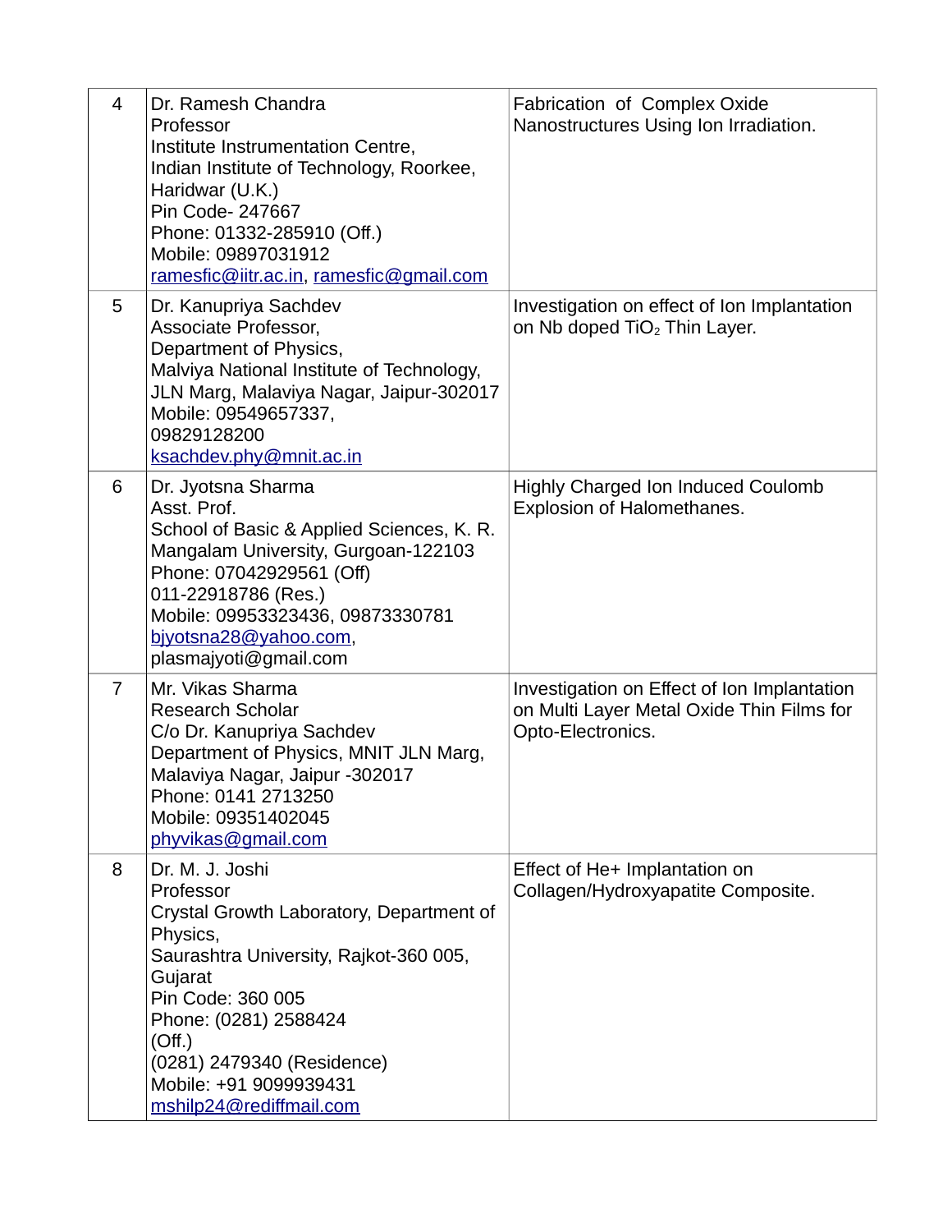| 4 | Dr. Ramesh Chandra<br>Professor<br>Institute Instrumentation Centre,<br>Indian Institute of Technology, Roorkee,<br>Haridwar (U.K.)<br>Pin Code- 247667<br>Phone: 01332-285910 (Off.)<br>Mobile: 09897031912<br>ramesfic@iitr.ac.in, ramesfic@gmail.com | Fabrication of Complex Oxide Nanostructures Using Ion Irradiation. |
|---|---|---|
| 5 | Dr. Kanupriya Sachdev<br>Associate Professor,<br>Department of Physics,<br>Malviya National Institute of Technology,<br>JLN Marg, Malaviya Nagar, Jaipur-302017<br>Mobile: 09549657337,<br>09829128200<br>ksachdev.phy@mnit.ac.in | Investigation on effect of Ion Implantation on Nb doped $TiO_2$ Thin Layer. |
| 6 | Dr. Jyotsna Sharma<br>Asst. Prof.<br>School of Basic & Applied Sciences, K. R. Mangalam University, Gurgoan-122103<br>Phone: 07042929561 (Off)<br>011-22918786 (Res.)<br>Mobile: 09953323436, 09873330781<br>bjyotsna28@yahoo.com,<br>plasmajyoti@gmail.com | Highly Charged Ion Induced Coulomb Explosion of Halomethanes. |
| 7 | Mr. Vikas Sharma<br>Research Scholar<br>C/o Dr. Kanupriya Sachdev<br>Department of Physics, MNIT JLN Marg,<br>Malaviya Nagar, Jaipur -302017<br>Phone: 0141 2713250<br>Mobile: 09351402045<br>phyvikas@gmail.com | Investigation on Effect of Ion Implantation on Multi Layer Metal Oxide Thin Films for Opto-Electronics. |
| 8 | Dr. M. J. Joshi<br>Professor<br>Crystal Growth Laboratory, Department of Physics,<br>Saurashtra University, Rajkot-360 005, Gujarat<br>Pin Code: 360 005<br>Phone: (0281) 2588424<br>(Off.)<br>(0281) 2479340 (Residence)<br>Mobile: +91 9099939431<br>mshilp24@rediffmail.com | Effect of He+ Implantation on Collagen/Hydroxyapatite Composite. |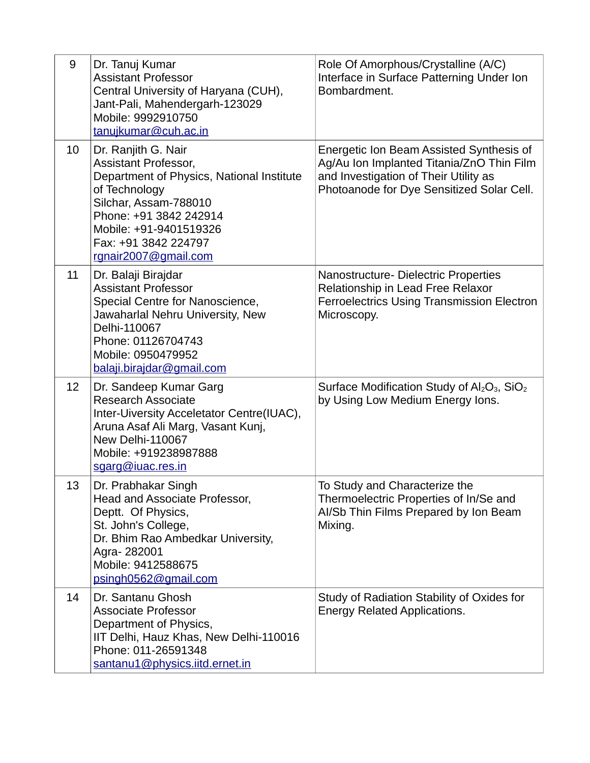| 9 | Dr. Tanuj Kumar<br>Assistant Professor<br>Central University of Haryana (CUH),<br>Jant-Pali, Mahendergarh-123029<br>Mobile: 9992910750<br>tanujkumar@cuh.ac.in | Role Of Amorphous/Crystalline (A/C) Interface in Surface Patterning Under Ion Bombardment. |
|---|---|---|
| 10 | Dr. Ranjith G. Nair<br>Assistant Professor,<br>Department of Physics, National Institute of Technology<br>Silchar, Assam-788010<br>Phone: +91 3842 242914<br>Mobile: +91-9401519326<br>Fax: +91 3842 224797<br>rgnair2007@gmail.com | Energetic Ion Beam Assisted Synthesis of Ag/Au Ion Implanted Titania/ZnO Thin Film and Investigation of Their Utility as Photoanode for Dye Sensitized Solar Cell. |
| 11 | Dr. Balaji Birajdar<br>Assistant Professor<br>Special Centre for Nanoscience,<br>Jawaharlal Nehru University, New Delhi-110067<br>Phone: 01126704743<br>Mobile: 0950479952<br>balaji.birajdar@gmail.com | Nanostructure- Dielectric Properties Relationship in Lead Free Relaxor Ferroelectrics Using Transmission Electron Microscopy. |
| 12 | Dr. Sandeep Kumar Garg<br>Research Associate<br>Inter-Uiversity Acceletator Centre(IUAC),<br>Aruna Asaf Ali Marg, Vasant Kunj,<br>New Delhi-110067<br>Mobile: +919238987888<br>sgarg@iuac.res.in | Surface Modification Study of $Al_2O_3$, $SiO_2$ by Using Low Medium Energy Ions. |
| 13 | Dr. Prabhakar Singh<br>Head and Associate Professor,<br>Deptt. Of Physics,<br>St. John's College,<br>Dr. Bhim Rao Ambedkar University,<br>Agra- 282001<br>Mobile: 9412588675<br>psingh0562@gmail.com | To Study and Characterize the Thermoelectric Properties of In/Se and Al/Sb Thin Films Prepared by Ion Beam Mixing. |
| 14 | Dr. Santanu Ghosh<br>Associate Professor<br>Department of Physics,<br>IIT Delhi, Hauz Khas, New Delhi-110016<br>Phone: 011-26591348<br>santanu1@physics.iitd.ernet.in | Study of Radiation Stability of Oxides for Energy Related Applications. |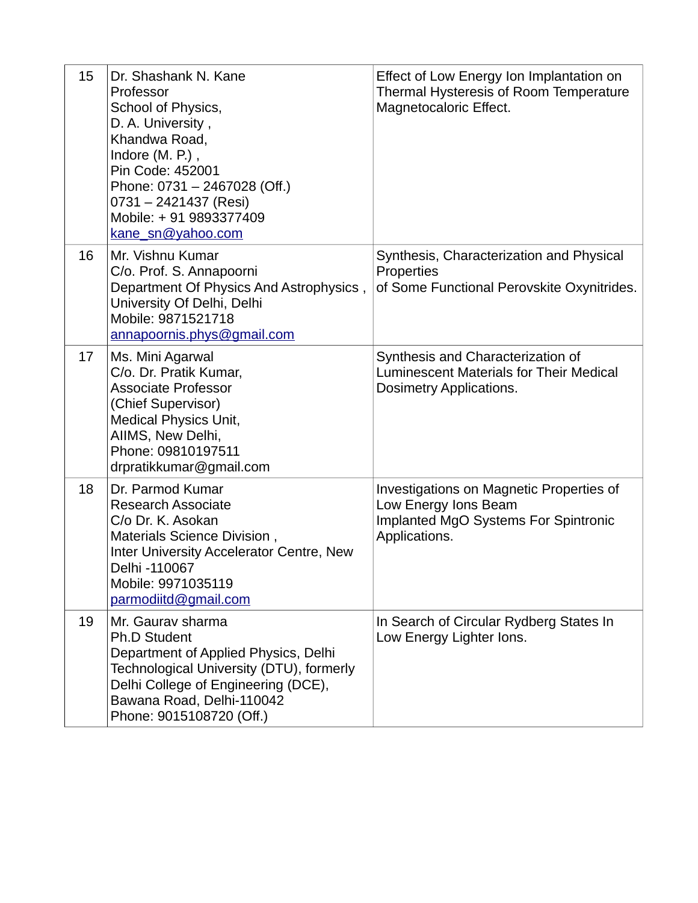| 15 | Dr. Shashank N. Kane<br>Professor<br>School of Physics,<br>D. A. University ,<br>Khandwa Road,<br>Indore (M. P.) ,<br>Pin Code: 452001<br>Phone: 0731 – 2467028 (Off.)<br>0731 – 2421437 (Resi)<br>Mobile: + 91 9893377409<br>kane_sn@yahoo.com | Effect of Low Energy Ion Implantation on Thermal Hysteresis of Room Temperature Magnetocaloric Effect. |
|---|---|---|
| 16 | Mr. Vishnu Kumar<br>C/o. Prof. S. Annapoorni<br>Department Of Physics And Astrophysics ,<br>University Of Delhi, Delhi<br>Mobile: 9871521718<br>annapoornis.phys@gmail.com | Synthesis, Characterization and Physical Properties<br>of Some Functional Perovskite Oxynitrides. |
| 17 | Ms. Mini Agarwal<br>C/o. Dr. Pratik Kumar,<br>Associate Professor<br>(Chief Supervisor)<br>Medical Physics Unit,<br>AIIMS, New Delhi,<br>Phone: 09810197511<br>drpratikkumar@gmail.com | Synthesis and Characterization of Luminescent Materials for Their Medical Dosimetry Applications. |
| 18 | Dr. Parmod Kumar<br>Research Associate<br>C/o Dr. K. Asokan<br>Materials Science Division ,<br>Inter University Accelerator Centre, New Delhi -110067<br>Mobile: 9971035119<br>parmodiitd@gmail.com | Investigations on Magnetic Properties of Low Energy Ions Beam<br>Implanted MgO Systems For Spintronic Applications. |
| 19 | Mr. Gaurav sharma<br>Ph.D Student<br>Department of Applied Physics, Delhi Technological University (DTU), formerly Delhi College of Engineering (DCE),<br>Bawana Road, Delhi-110042<br>Phone: 9015108720 (Off.) | In Search of Circular Rydberg States In Low Energy Lighter Ions. |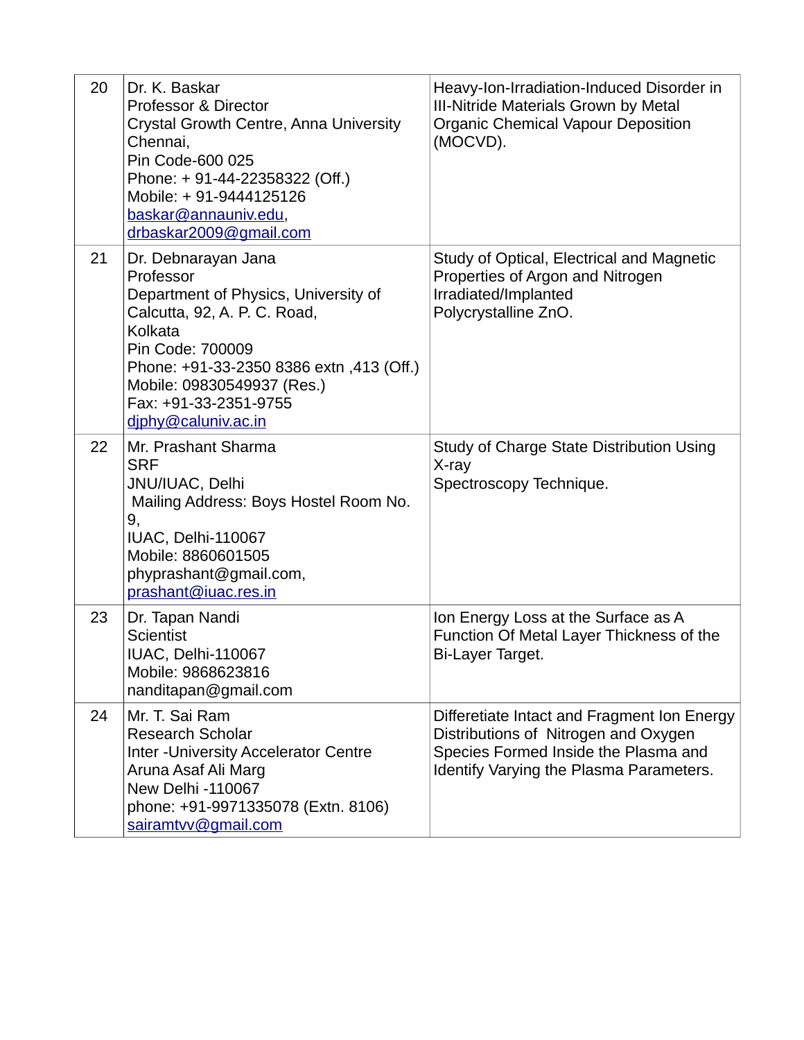| | | |
|---|---|---|
| 20 | Dr. K. Baskar<br>Professor & Director<br>Crystal Growth Centre, Anna University<br>Chennai,<br>Pin Code-600 025<br>Phone: + 91-44-22358322 (Off.)<br>Mobile: + 91-9444125126<br>baskar@annauniv.edu,<br>drbaskar2009@gmail.com | Heavy-Ion-Irradiation-Induced Disorder in III-Nitride Materials Grown by Metal Organic Chemical Vapour Deposition (MOCVD). |
| 21 | Dr. Debnarayan Jana<br>Professor<br>Department of Physics, University of Calcutta, 92, A. P. C. Road,<br>Kolkata<br>Pin Code: 700009<br>Phone: +91-33-2350 8386 extn ,413 (Off.)<br>Mobile: 09830549937 (Res.)<br>Fax: +91-33-2351-9755<br>djphy@caluniv.ac.in | Study of Optical, Electrical and Magnetic Properties of Argon and Nitrogen Irradiated/Implanted Polycrystalline ZnO. |
| 22 | Mr. Prashant Sharma<br>SRF<br>JNU/IUAC, Delhi<br>Mailing Address: Boys Hostel Room No. 9,<br>IUAC, Delhi-110067<br>Mobile: 8860601505<br>phyprashant@gmail.com,<br>prashant@iuac.res.in | Study of Charge State Distribution Using X-ray Spectroscopy Technique. |
| 23 | Dr. Tapan Nandi<br>Scientist<br>IUAC, Delhi-110067<br>Mobile: 9868623816<br>nanditapan@gmail.com | Ion Energy Loss at the Surface as A Function Of Metal Layer Thickness of the Bi-Layer Target. |
| 24 | Mr. T. Sai Ram<br>Research Scholar<br>Inter -University Accelerator Centre<br>Aruna Asaf Ali Marg<br>New Delhi -110067<br>phone: +91-9971335078 (Extn. 8106)<br>sairamtvv@gmail.com | Differetiate Intact and Fragment Ion Energy Distributions of Nitrogen and Oxygen Species Formed Inside the Plasma and Identify Varying the Plasma Parameters. |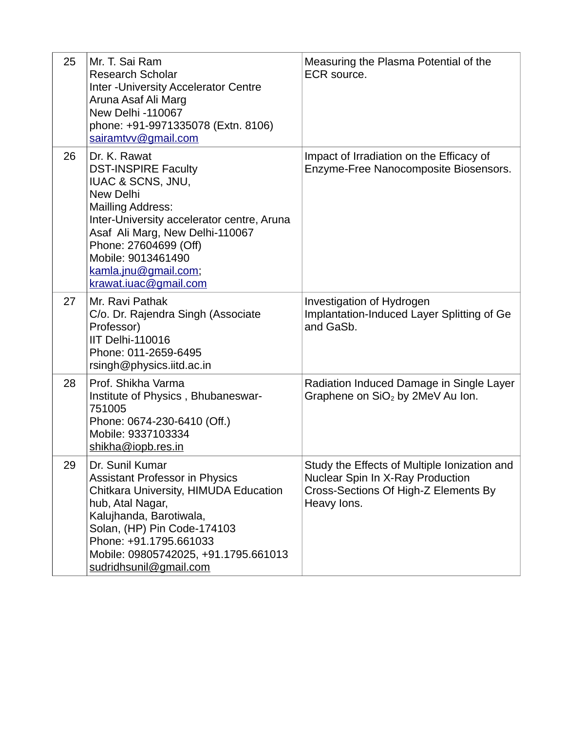| | | |
|---|---|---|
| 25 | Mr. T. Sai Ram<br>Research Scholar<br>Inter -University Accelerator Centre<br>Aruna Asaf Ali Marg<br>New Delhi -110067<br>phone: +91-9971335078 (Extn. 8106)<br>sairamtvv@gmail.com | Measuring the Plasma Potential of the ECR source. |
| 26 | Dr. K. Rawat<br>DST-INSPIRE Faculty<br>IUAC & SCNS, JNU,<br>New Delhi<br>Mailling Address:<br>Inter-University accelerator centre, Aruna Asaf Ali Marg, New Delhi-110067<br>Phone: 27604699 (Off)<br>Mobile: 9013461490<br>kamla.jnu@gmail.com;<br>krawat.iuac@gmail.com | Impact of Irradiation on the Efficacy of Enzyme-Free Nanocomposite Biosensors. |
| 27 | Mr. Ravi Pathak<br>C/o. Dr. Rajendra Singh (Associate Professor)<br>IIT Delhi-110016<br>Phone: 011-2659-6495<br>rsingh@physics.iitd.ac.in | Investigation of Hydrogen Implantation-Induced Layer Splitting of Ge and GaSb. |
| 28 | Prof. Shikha Varma<br>Institute of Physics , Bhubaneswar-751005<br>Phone: 0674-230-6410 (Off.)<br>Mobile: 9337103334<br>shikha@iopb.res.in | Radiation Induced Damage in Single Layer Graphene on $SiO_2$ by 2MeV Au Ion. |
| 29 | Dr. Sunil Kumar<br>Assistant Professor in Physics<br>Chitkara University, HIMUDA Education hub, Atal Nagar,<br>Kalujhanda, Barotiwala,<br>Solan, (HP) Pin Code-174103<br>Phone: +91.1795.661033<br>Mobile: 09805742025, +91.1795.661013<br>sudridhsunil@gmail.com | Study the Effects of Multiple Ionization and Nuclear Spin In X-Ray Production Cross-Sections Of High-Z Elements By Heavy Ions. |